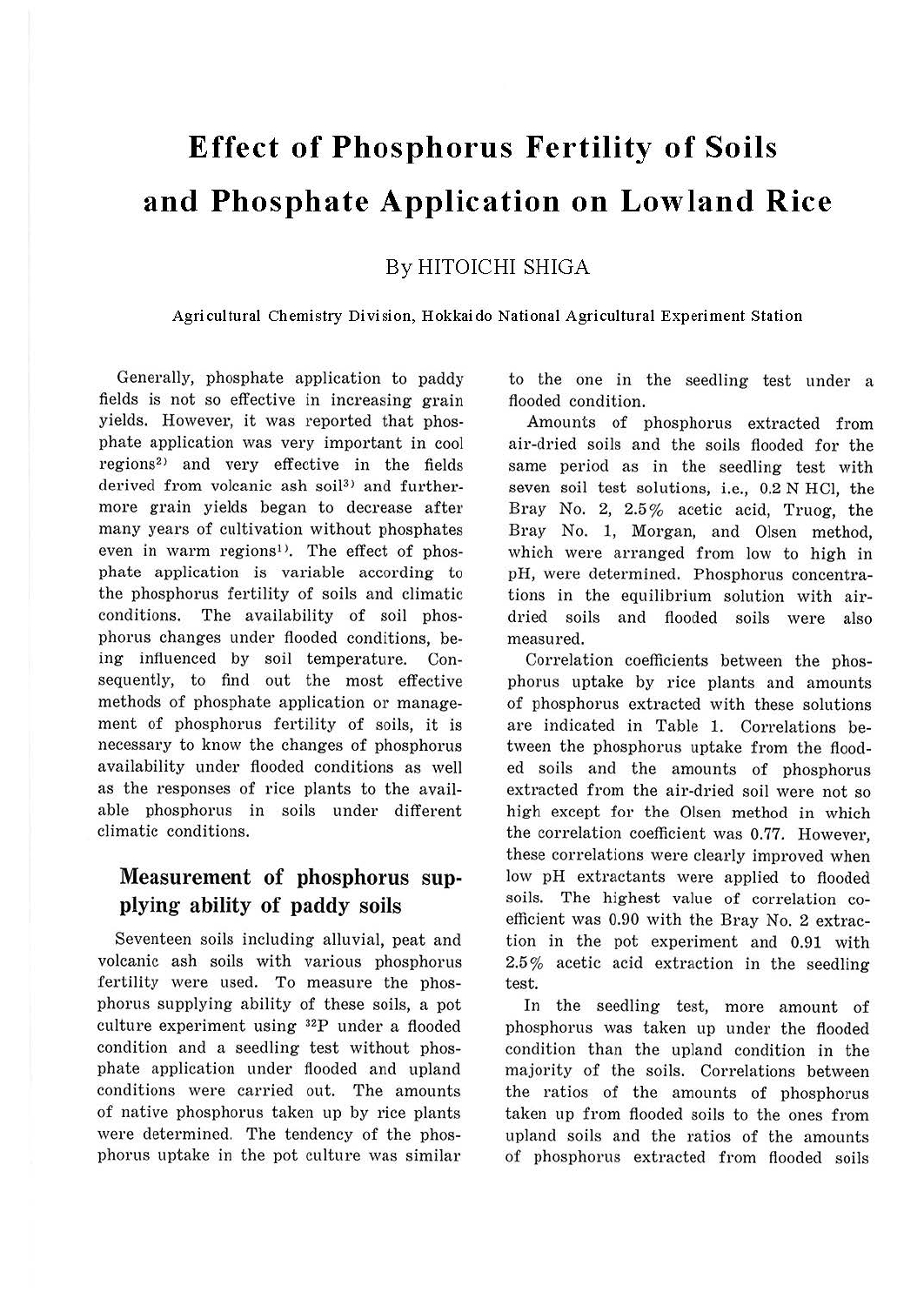# Effect of Phosphorus Fertility of Soils and Phosphate Application on Lowland Rice

By HITOICHI SHIGA

**Agricultural Chemistry Division, Hokkaido National Agricultural Experiment Station**

Generally, phosphate application to paddy fields is not so effective in increasing grain yields. However, it was reported that phosphate application was very important in cool regions[2] and very effective in the fields derived from volcanic ash soil[3] and furthermore grain yields began to decrease after many years of cultivation without phosphates even in warm regions[1]. The effect of phosphate application is variable according to the phosphorus fertility of soils and climatic conditions. The availability of soil phosphorus changes under flooded conditions, being influenced by soil temperature. Consequently, to find out the most effective methods of phosphate application or management of phosphorus fertility of soils, it is necessary to know the changes of phosphorus availability under flooded conditions as well as the responses of rice plants to the available phosphorus in soils under different climatic conditions.

## Measurement of phosphorus supplying ability of paddy soils

Seventeen soils including alluvial, peat and volcanic ash soils with various phosphorus fertility were used. To measure the phosphorus supplying ability of these soils, a pot culture experiment using $^{32}P$ under a flooded condition and a seedling test without phosphate application under flooded and upland conditions were carried out. The amounts of native phosphorus taken up by rice plants were determined. The tendency of the phosphorus uptake in the pot culture was similar to the one in the seedling test under a flooded condition.

Amounts of phosphorus extracted from air-dried soils and the soils flooded for the same period as in the seedling test with seven soil test solutions, i.e., 0.2 N HCl, the Bray No. 2, 2.5% acetic acid, Truog, the Bray No. 1, Morgan, and Olsen method, which were arranged from low to high in pH, were determined. Phosphorus concentrations in the equilibrium solution with air-dried soils and flooded soils were also measured.

Correlation coefficients between the phosphorus uptake by rice plants and amounts of phosphorus extracted with these solutions are indicated in Table 1. Correlations between the phosphorus uptake from the flooded soils and the amounts of phosphorus extracted from the air-dried soil were not so high except for the Olsen method in which the correlation coefficient was 0.77. However, these correlations were clearly improved when low pH extractants were applied to flooded soils. The highest value of correlation coefficient was 0.90 with the Bray No. 2 extraction in the pot experiment and 0.91 with 2.5% acetic acid extraction in the seedling test.

In the seedling test, more amount of phosphorus was taken up under the flooded condition than the upland condition in the majority of the soils. Correlations between the ratios of the amounts of phosphorus taken up from flooded soils to the ones from upland soils and the ratios of the amounts of phosphorus extracted from flooded soils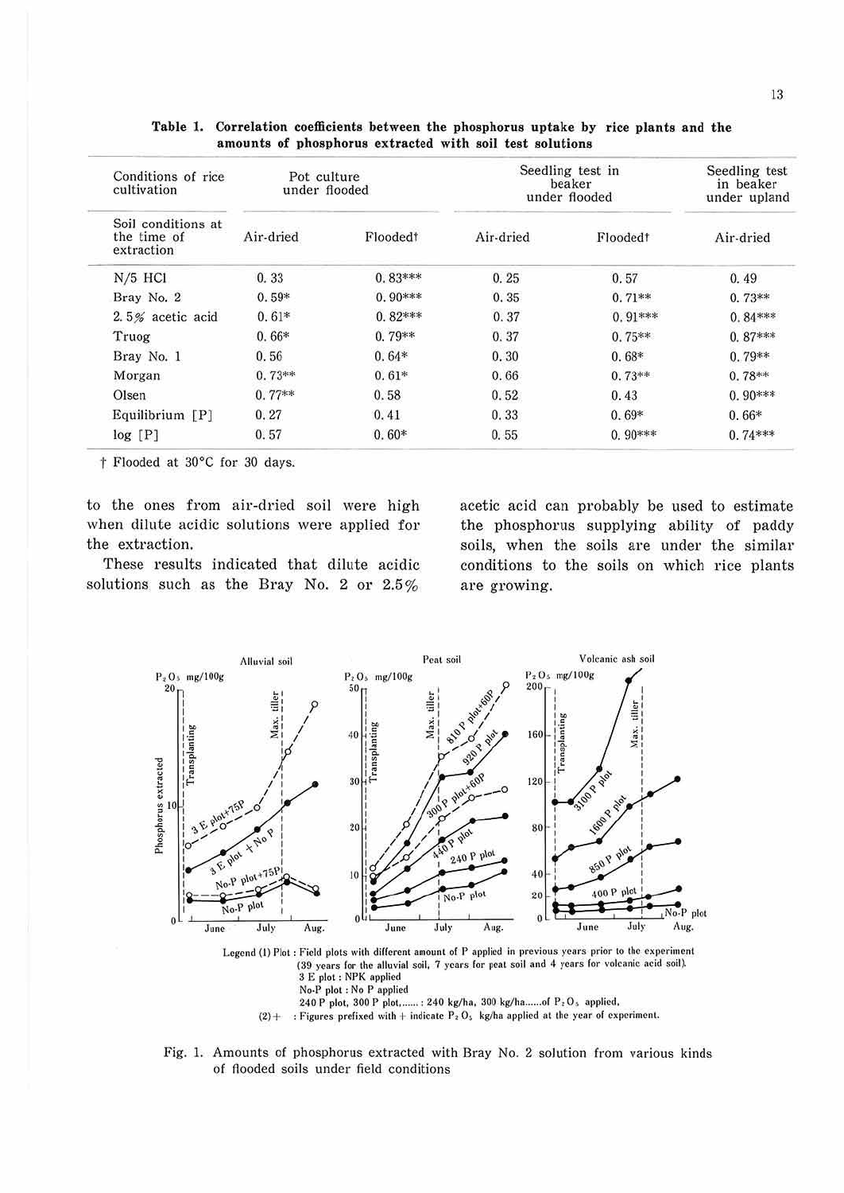**Table 1. Correlation coefficients between the phosphorus uptake by rice plants and the amounts of phosphorus extracted with soil test solutions**

| Conditions of rice cultivation | Pot culture under flooded | | Seedling test in beaker under flooded | | Seedling test in beaker under upland |
|---|---|---|---|---|---|
| Soil conditions at the time of extraction | Air-dried | Flooded† | Air-dried | Flooded† | Air-dried |
| N/5 HCl | 0.33 | 0.83*** | 0.25 | 0.57 | 0.49 |
| Bray No. 2 | 0.59* | 0.90*** | 0.35 | 0.71** | 0.73** |
| 2.5% acetic acid | 0.61* | 0.82*** | 0.37 | 0.91*** | 0.84*** |
| Truog | 0.66* | 0.79** | 0.37 | 0.75** | 0.87*** |
| Bray No. 1 | 0.56 | 0.64* | 0.30 | 0.68* | 0.79** |
| Morgan | 0.73** | 0.61* | 0.66 | 0.73** | 0.78** |
| Olsen | 0.77** | 0.58 | 0.52 | 0.43 | 0.90*** |
| Equilibrium [P] | 0.27 | 0.41 | 0.33 | 0.69* | 0.66* |
| log [P] | 0.57 | 0.60* | 0.55 | 0.90*** | 0.74*** |

† Flooded at 30°C for 30 days.

to the ones from air-dried soil were high when dilute acidic solutions were applied for the extraction.

These results indicated that dilute acidic solutions such as the Bray No. 2 or 2.5% acetic acid can probably be used to estimate the phosphorus supplying ability of paddy soils, when the soils are under the similar conditions to the soils on which rice plants are growing.

Legend (1) Plot : Field plots with different amount of P applied in previous years prior to the experiment (39 years for the alluvial soil, 7 years for peat soil and 4 years for volcanic acid soil).
3 E plot : NPK applied
No-P plot : No P applied
240 P plot, 300 P plot,...... : 240 kg/ha, 300 kg/ha......of $P_2O_5$ applied.
(2) + : Figures prefixed with + indicate $P_2O_5$ kg/ha applied at the year of experiment.

Fig. 1. Amounts of phosphorus extracted with Bray No. 2 solution from various kinds of flooded soils under field conditions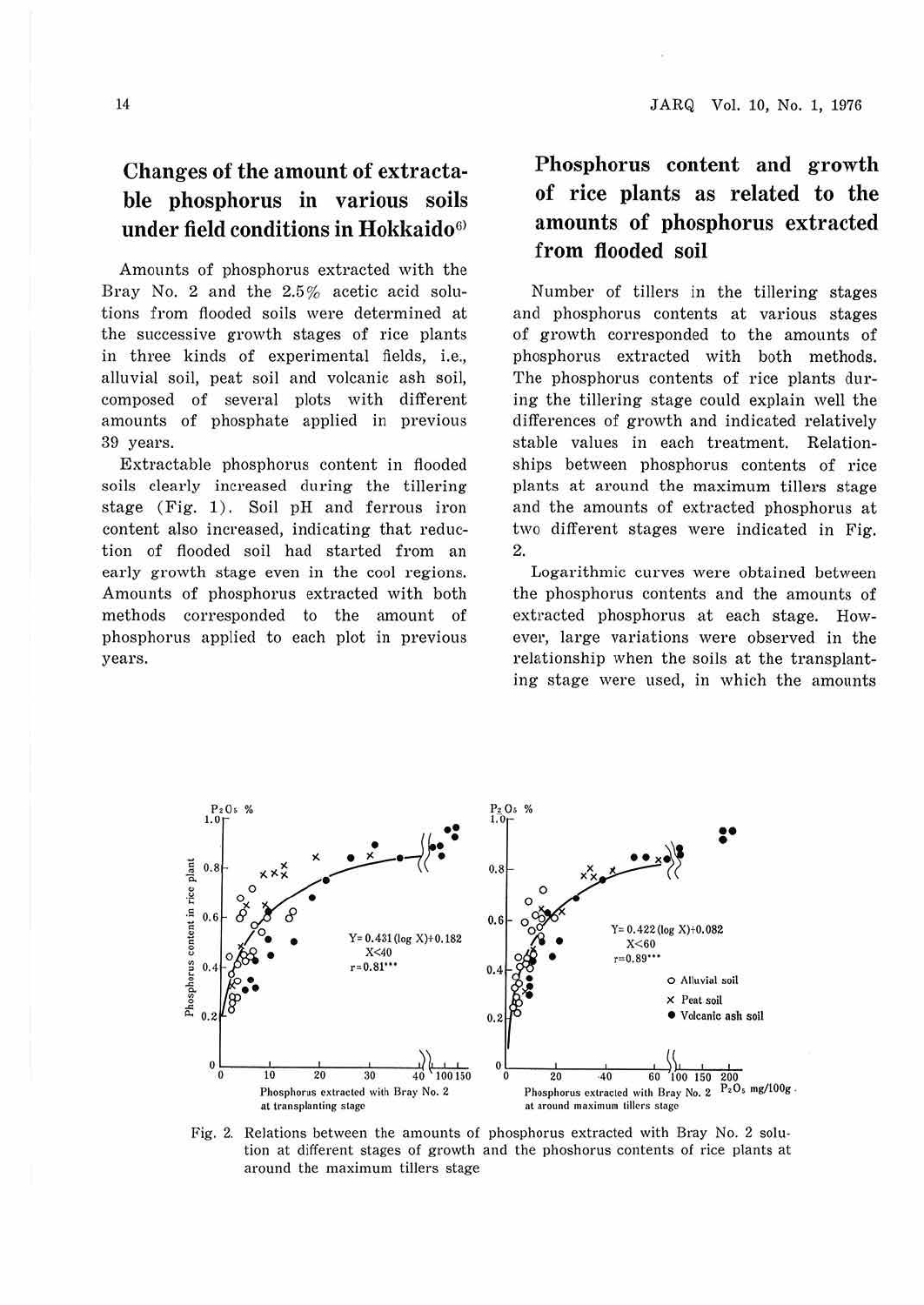## Changes of the amount of extractable phosphorus in various soils under field conditions in Hokkaido[6]

Amounts of phosphorus extracted with the Bray No. 2 and the 2.5% acetic acid solutions from flooded soils were determined at the successive growth stages of rice plants in three kinds of experimental fields, i.e., alluvial soil, peat soil and volcanic ash soil, composed of several plots with different amounts of phosphate applied in previous 39 years.

Extractable phosphorus content in flooded soils clearly increased during the tillering stage (Fig. 1). Soil pH and ferrous iron content also increased, indicating that reduction of flooded soil had started from an early growth stage even in the cool regions. Amounts of phosphorus extracted with both methods corresponded to the amount of phosphorus applied to each plot in previous years.

## Phosphorus content and growth of rice plants as related to the amounts of phosphorus extracted from flooded soil

Number of tillers in the tillering stages and phosphorus contents at various stages of growth corresponded to the amounts of phosphorus extracted with both methods. The phosphorus contents of rice plants during the tillering stage could explain well the differences of growth and indicated relatively stable values in each treatment. Relationships between phosphorus contents of rice plants at around the maximum tillers stage and the amounts of extracted phosphorus at two different stages were indicated in Fig. 2.

Logarithmic curves were obtained between the phosphorus contents and the amounts of extracted phosphorus at each stage. However, large variations were observed in the relationship when the soils at the transplanting stage were used, in which the amounts

Fig. 2. Relations between the amounts of phosphorus extracted with Bray No. 2 solution at different stages of growth and the phoshorus contents of rice plants at around the maximum tillers stage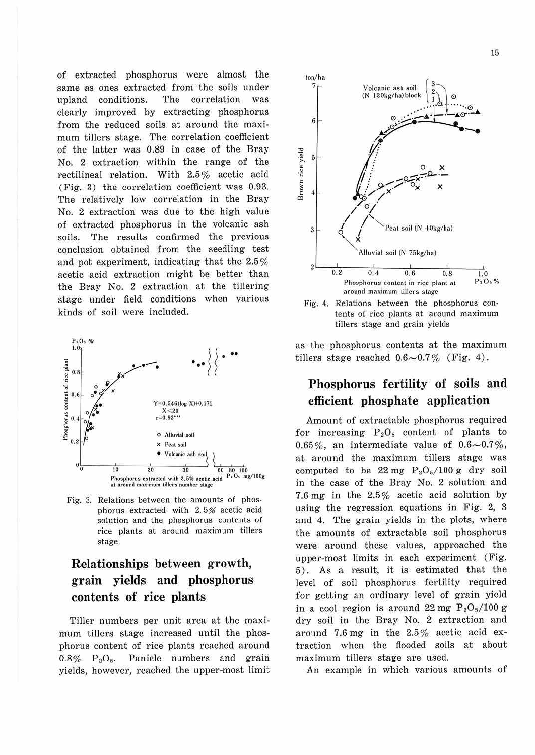of extracted phosphorus were almost the same as ones extracted from the soils under upland conditions. The correlation was clearly improved by extracting phosphorus from the reduced soils at around the maximum tillers stage. The correlation coefficient of the latter was 0.89 in case of the Bray No. 2 extraction within the range of the rectilineal relation. With 2.5% acetic acid (Fig. 3) the correlation coefficient was 0.93. The relatively low correlation in the Bray No. 2 extraction was due to the high value of extracted phosphorus in the volcanic ash soils. The results confirmed the previous conclusion obtained from the seedling test and pot experiment, indicating that the 2.5% acetic acid extraction might be better than the Bray No. 2 extraction at the tillering stage under field conditions when various kinds of soil were included.

Fig. 3. Relations between the amounts of phosphorus extracted with 2.5% acetic acid solution and the phosphorus contents of rice plants at around maximum tillers stage

## Relationships between growth, grain yields and phosphorus contents of rice plants

Tiller numbers per unit area at the maximum tillers stage increased until the phosphorus content of rice plants reached around 0.8% $P_2O_5$. Panicle numbers and grain yields, however, reached the upper-most limit as the phosphorus contents at the maximum tillers stage reached 0.6~0.7% (Fig. 4).

Fig. 4. Relations between the phosphorus contents of rice plants at around maximum tillers stage and grain yields

## Phosphorus fertility of soils and efficient phosphate application

Amount of extractable phosphorus required for increasing $P_2O_5$ content of plants to 0.65%, an intermediate value of 0.6~0.7%, at around the maximum tillers stage was computed to be 22 mg $P_2O_5$/100 g dry soil in the case of the Bray No. 2 solution and 7.6 mg in the 2.5% acetic acid solution by using the regression equations in Fig. 2, 3 and 4. The grain yields in the plots, where the amounts of extractable soil phosphorus were around these values, approached the upper-most limits in each experiment (Fig. 5). As a result, it is estimated that the level of soil phosphorus fertility required for getting an ordinary level of grain yield in a cool region is around 22 mg $P_2O_5$/100 g dry soil in the Bray No. 2 extraction and around 7.6 mg in the 2.5% acetic acid extraction when the flooded soils at about maximum tillers stage are used.

An example in which various amounts of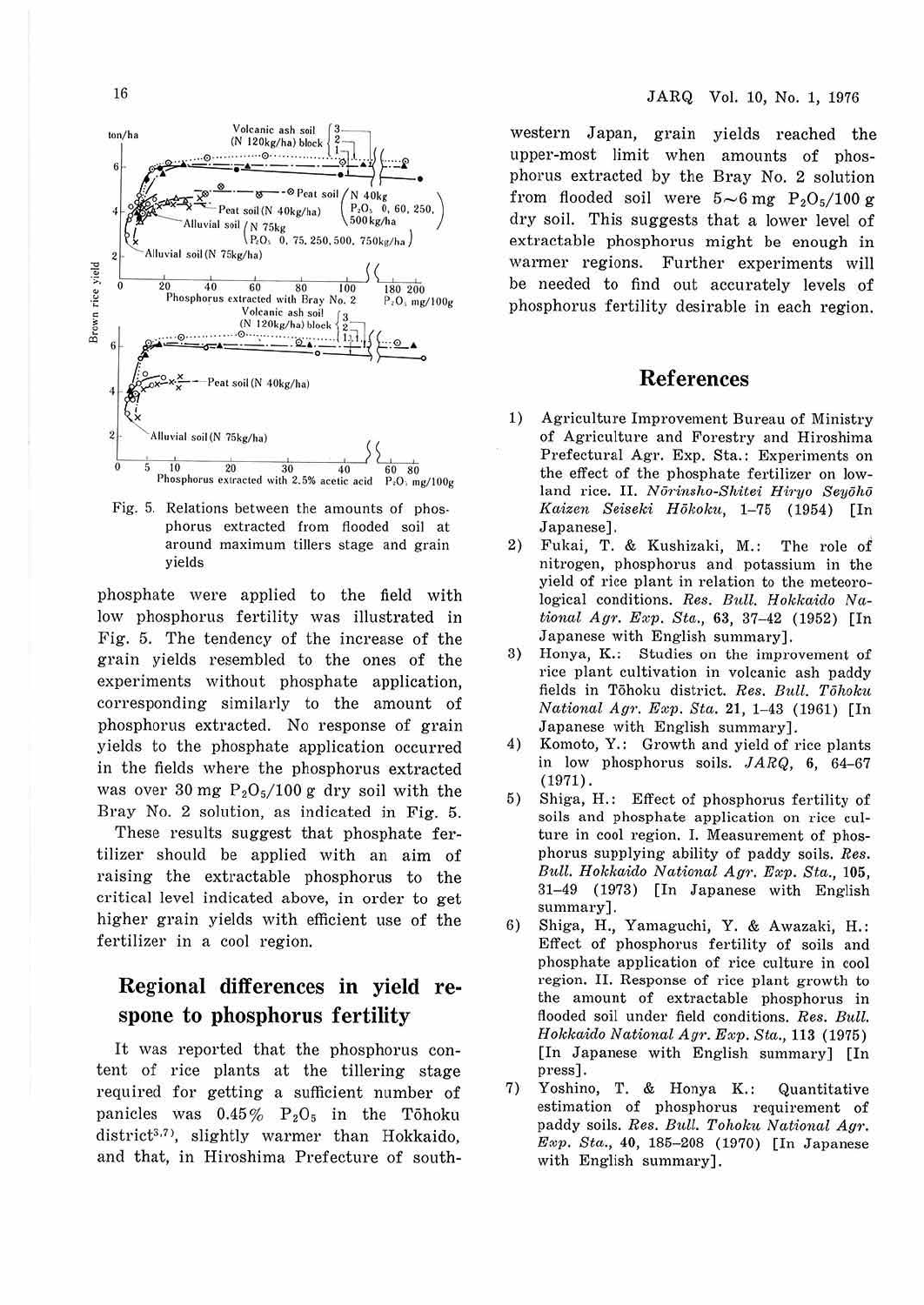ton/ha

Volcanic ash soil (N 120kg/ha) block { 3 2 1

Peat soil (N 40kg (P₂O₅ 0, 60, 250, 500kg/ha)

Peat soil (N 40kg/ha)

Alluvial soil (N 75kg (P₂O₅ 0, 75, 250, 500, 750kg/ha)

Alluvial soil (N 75kg/ha)

Brown rice yield

0 20 40 60 80 100 180 200

Phosphorus extracted with Bray No. 2 P₂O₅ mg/100g

Volcanic ash soil (N 120kg/ha) block { 3 2 1

Peat soil (N 40kg/ha)

Alluvial soil (N 75kg/ha)

0 5 10 20 30 40 60 80

Phosphorus extracted with 2.5% acetic acid P₂O₅ mg/100g

Fig. 5. Relations between the amounts of phosphorus extracted from flooded soil at around maximum tillers stage and grain yields

phosphate were applied to the field with low phosphorus fertility was illustrated in Fig. 5. The tendency of the increase of the grain yields resembled to the ones of the experiments without phosphate application, corresponding similarly to the amount of phosphorus extracted. No response of grain yields to the phosphate application occurred in the fields where the phosphorus extracted was over 30 mg $P_2O_5$/100 g dry soil with the Bray No. 2 solution, as indicated in Fig. 5.

These results suggest that phosphate fertilizer should be applied with an aim of raising the extractable phosphorus to the critical level indicated above, in order to get higher grain yields with efficient use of the fertilizer in a cool region.

## Regional differences in yield respone to phosphorus fertility

It was reported that the phosphorus content of rice plants at the tillering stage required for getting a sufficient number of panicles was 0.45% $P_2O_5$ in the Tōhoku district[3,7], slightly warmer than Hokkaido, and that, in Hiroshima Prefecture of southwestern Japan, grain yields reached the upper-most limit when amounts of phosphorus extracted by the Bray No. 2 solution from flooded soil were 5~6 mg $P_2O_5$/100 g dry soil. This suggests that a lower level of extractable phosphorus might be enough in warmer regions. Further experiments will be needed to find out accurately levels of phosphorus fertility desirable in each region.

## References

1) Agriculture Improvement Bureau of Ministry of Agriculture and Forestry and Hiroshima Prefectural Agr. Exp. Sta.: Experiments on the effect of the phosphate fertilizer on lowland rice. II. *Nōrinsho-Shitei Hiryo Seyōhō Kaizen Seiseki Hōkoku*, 1–75 (1954) [In Japanese].
2) Fukai, T. & Kushizaki, M.: The role of nitrogen, phosphorus and potassium in the yield of rice plant in relation to the meteorological conditions. *Res. Bull. Hokkaido National Agr. Exp. Sta.*, **63**, 37–42 (1952) [In Japanese with English summary].
3) Honya, K.: Studies on the improvement of rice plant cultivation in volcanic ash paddy fields in Tōhoku district. *Res. Bull. Tōhoku National Agr. Exp. Sta.* **21**, 1–43 (1961) [In Japanese with English summary].
4) Komoto, Y.: Growth and yield of rice plants in low phosphorus soils. *JARQ*, **6**, 64–67 (1971).
5) Shiga, H.: Effect of phosphorus fertility of soils and phosphate application on rice culture in cool region. I. Measurement of phosphorus supplying ability of paddy soils. *Res. Bull. Hokkaido National Agr. Exp. Sta.*, **105**, 31–49 (1973) [In Japanese with English summary].
6) Shiga, H., Yamaguchi, Y. & Awazaki, H.: Effect of phosphorus fertility of soils and phosphate application of rice culture in cool region. II. Response of rice plant growth to the amount of extractable phosphorus in flooded soil under field conditions. *Res. Bull. Hokkaido National Agr. Exp. Sta.*, **113** (1975) [In Japanese with English summary] [In press].
7) Yoshino, T. & Honya K.: Quantitative estimation of phosphorus requirement of paddy soils. *Res. Bull. Tohoku National Agr. Exp. Sta.*, **40**, 185–208 (1970) [In Japanese with English summary].